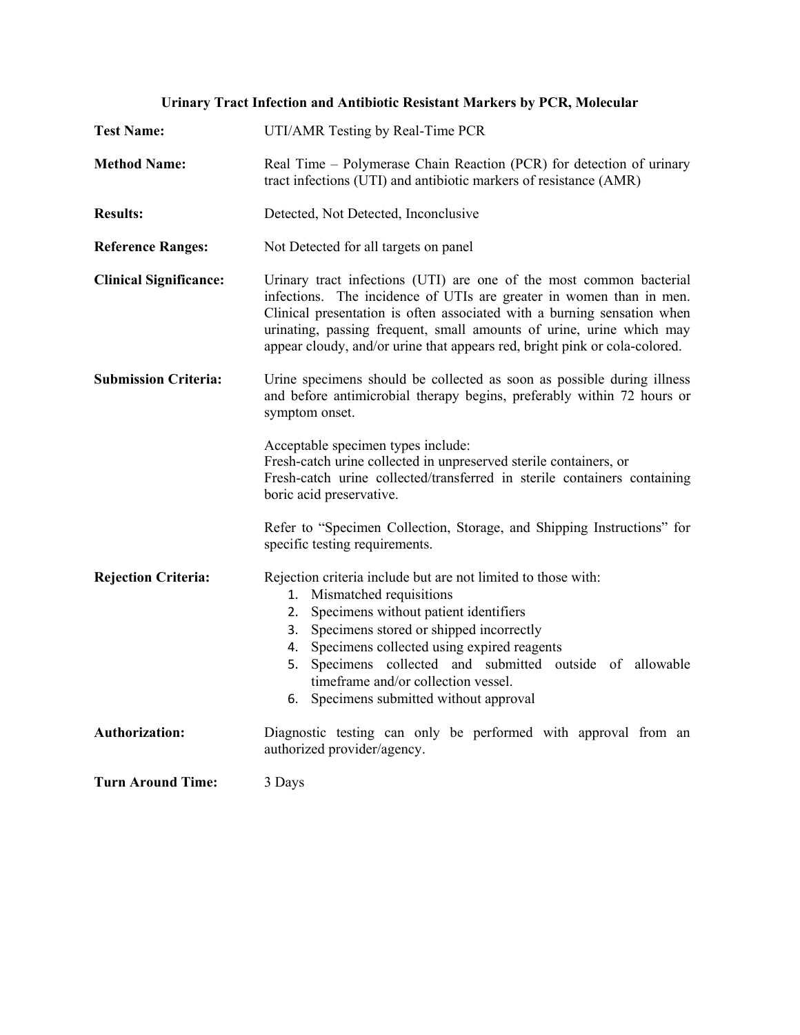# Urinary Tract Infection and Antibiotic Resistant Markers by PCR, Molecular

**Test Name:** UTI/AMR Testing by Real-Time PCR

**Method Name:** Real Time – Polymerase Chain Reaction (PCR) for detection of urinary tract infections (UTI) and antibiotic markers of resistance (AMR)

**Results:** Detected, Not Detected, Inconclusive

**Reference Ranges:** Not Detected for all targets on panel

**Clinical Significance:** Urinary tract infections (UTI) are one of the most common bacterial infections. The incidence of UTIs are greater in women than in men. Clinical presentation is often associated with a burning sensation when urinating, passing frequent, small amounts of urine, urine which may appear cloudy, and/or urine that appears red, bright pink or cola-colored.

**Submission Criteria:** Urine specimens should be collected as soon as possible during illness and before antimicrobial therapy begins, preferably within 72 hours or symptom onset.

Acceptable specimen types include:
Fresh-catch urine collected in unpreserved sterile containers, or
Fresh-catch urine collected/transferred in sterile containers containing boric acid preservative.

Refer to "Specimen Collection, Storage, and Shipping Instructions" for specific testing requirements.

**Rejection Criteria:** Rejection criteria include but are not limited to those with:

1. Mismatched requisitions
2. Specimens without patient identifiers
3. Specimens stored or shipped incorrectly
4. Specimens collected using expired reagents
5. Specimens collected and submitted outside of allowable timeframe and/or collection vessel.
6. Specimens submitted without approval

**Authorization:** Diagnostic testing can only be performed with approval from an authorized provider/agency.

**Turn Around Time:** 3 Days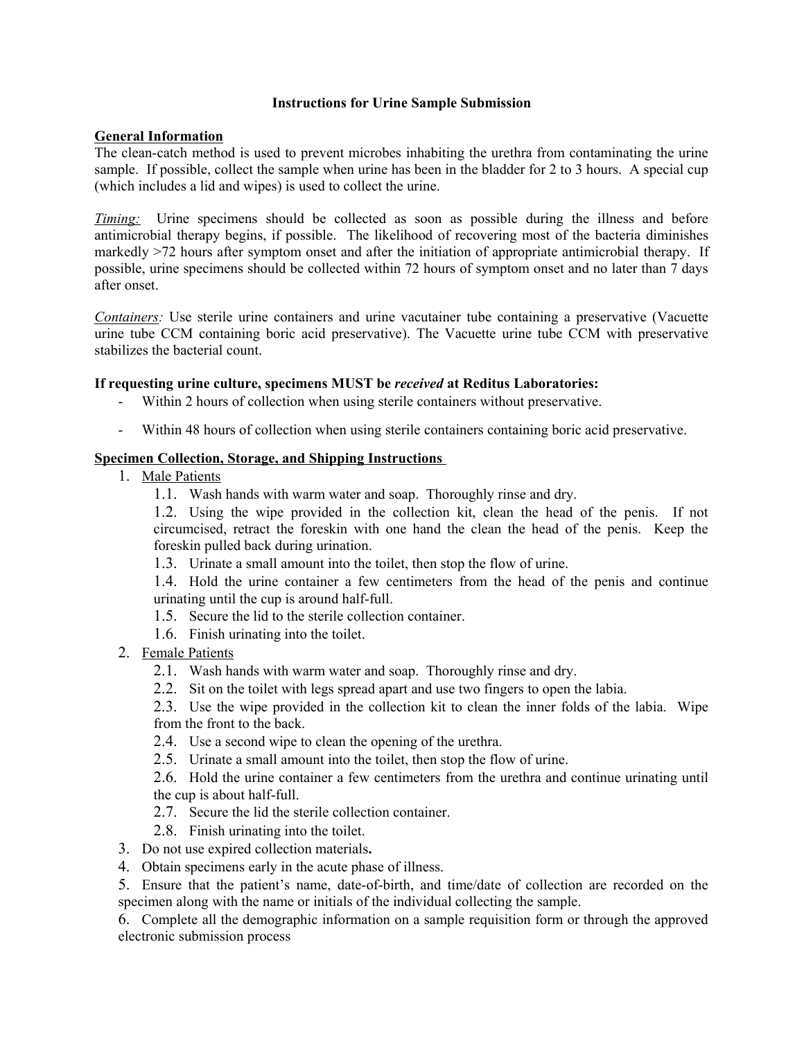# Instructions for Urine Sample Submission

## General Information

The clean-catch method is used to prevent microbes inhabiting the urethra from contaminating the urine sample. If possible, collect the sample when urine has been in the bladder for 2 to 3 hours. A special cup (which includes a lid and wipes) is used to collect the urine.

*Timing:* Urine specimens should be collected as soon as possible during the illness and before antimicrobial therapy begins, if possible. The likelihood of recovering most of the bacteria diminishes markedly >72 hours after symptom onset and after the initiation of appropriate antimicrobial therapy. If possible, urine specimens should be collected within 72 hours of symptom onset and no later than 7 days after onset.

*Containers:* Use sterile urine containers and urine vacutainer tube containing a preservative (Vacuette urine tube CCM containing boric acid preservative). The Vacuette urine tube CCM with preservative stabilizes the bacterial count.

**If requesting urine culture, specimens MUST be *received* at Reditus Laboratories:**

- Within 2 hours of collection when using sterile containers without preservative.
- Within 48 hours of collection when using sterile containers containing boric acid preservative.

## Specimen Collection, Storage, and Shipping Instructions

1. Male Patients
   1.1. Wash hands with warm water and soap. Thoroughly rinse and dry.
   1.2. Using the wipe provided in the collection kit, clean the head of the penis. If not circumcised, retract the foreskin with one hand the clean the head of the penis. Keep the foreskin pulled back during urination.
   1.3. Urinate a small amount into the toilet, then stop the flow of urine.
   1.4. Hold the urine container a few centimeters from the head of the penis and continue urinating until the cup is around half-full.
   1.5. Secure the lid to the sterile collection container.
   1.6. Finish urinating into the toilet.
2. Female Patients
   2.1. Wash hands with warm water and soap. Thoroughly rinse and dry.
   2.2. Sit on the toilet with legs spread apart and use two fingers to open the labia.
   2.3. Use the wipe provided in the collection kit to clean the inner folds of the labia. Wipe from the front to the back.
   2.4. Use a second wipe to clean the opening of the urethra.
   2.5. Urinate a small amount into the toilet, then stop the flow of urine.
   2.6. Hold the urine container a few centimeters from the urethra and continue urinating until the cup is about half-full.
   2.7. Secure the lid the sterile collection container.
   2.8. Finish urinating into the toilet.
3. Do not use expired collection materials**.**
4. Obtain specimens early in the acute phase of illness.
5. Ensure that the patient's name, date-of-birth, and time/date of collection are recorded on the specimen along with the name or initials of the individual collecting the sample.
6. Complete all the demographic information on a sample requisition form or through the approved electronic submission process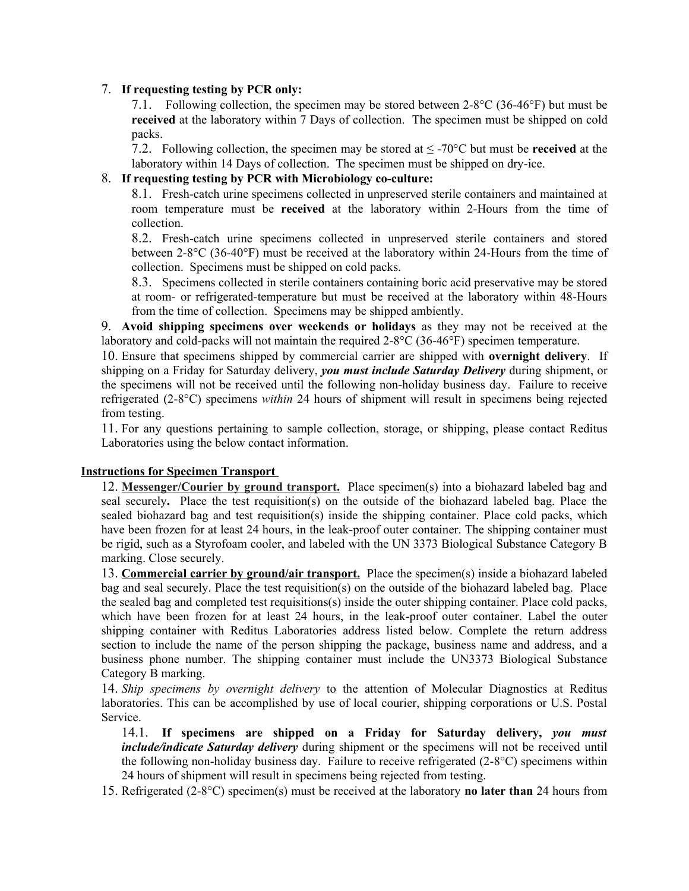7. **If requesting testing by PCR only:**

    7.1. Following collection, the specimen may be stored between 2-8°C (36-46°F) but must be **received** at the laboratory within 7 Days of collection. The specimen must be shipped on cold packs.

    7.2. Following collection, the specimen may be stored at ≤ -70°C but must be **received** at the laboratory within 14 Days of collection. The specimen must be shipped on dry-ice.

8. **If requesting testing by PCR with Microbiology co-culture:**

    8.1. Fresh-catch urine specimens collected in unpreserved sterile containers and maintained at room temperature must be **received** at the laboratory within 2-Hours from the time of collection.

    8.2. Fresh-catch urine specimens collected in unpreserved sterile containers and stored between 2-8°C (36-40°F) must be received at the laboratory within 24-Hours from the time of collection. Specimens must be shipped on cold packs.

    8.3. Specimens collected in sterile containers containing boric acid preservative may be stored at room- or refrigerated-temperature but must be received at the laboratory within 48-Hours from the time of collection. Specimens may be shipped ambiently.

9. **Avoid shipping specimens over weekends or holidays** as they may not be received at the laboratory and cold-packs will not maintain the required 2-8°C (36-46°F) specimen temperature.

10. Ensure that specimens shipped by commercial carrier are shipped with **overnight delivery**. If shipping on a Friday for Saturday delivery, ***you must include Saturday Delivery*** during shipment, or the specimens will not be received until the following non-holiday business day. Failure to receive refrigerated (2-8°C) specimens *within* 24 hours of shipment will result in specimens being rejected from testing.

11. For any questions pertaining to sample collection, storage, or shipping, please contact Reditus Laboratories using the below contact information.

**Instructions for Specimen Transport**

12. **Messenger/Courier by ground transport.** Place specimen(s) into a biohazard labeled bag and seal securely**.** Place the test requisition(s) on the outside of the biohazard labeled bag. Place the sealed biohazard bag and test requisition(s) inside the shipping container. Place cold packs, which have been frozen for at least 24 hours, in the leak-proof outer container. The shipping container must be rigid, such as a Styrofoam cooler, and labeled with the UN 3373 Biological Substance Category B marking. Close securely.

13. **Commercial carrier by ground/air transport.** Place the specimen(s) inside a biohazard labeled bag and seal securely. Place the test requisition(s) on the outside of the biohazard labeled bag. Place the sealed bag and completed test requisitions(s) inside the outer shipping container. Place cold packs, which have been frozen for at least 24 hours, in the leak-proof outer container. Label the outer shipping container with Reditus Laboratories address listed below. Complete the return address section to include the name of the person shipping the package, business name and address, and a business phone number. The shipping container must include the UN3373 Biological Substance Category B marking.

14. *Ship specimens by overnight delivery* to the attention of Molecular Diagnostics at Reditus laboratories. This can be accomplished by use of local courier, shipping corporations or U.S. Postal Service.

    14.1. **If specimens are shipped on a Friday for Saturday delivery,** ***you must include/indicate Saturday delivery*** during shipment or the specimens will not be received until the following non-holiday business day. Failure to receive refrigerated (2-8°C) specimens within 24 hours of shipment will result in specimens being rejected from testing.

15. Refrigerated (2-8°C) specimen(s) must be received at the laboratory **no later than** 24 hours from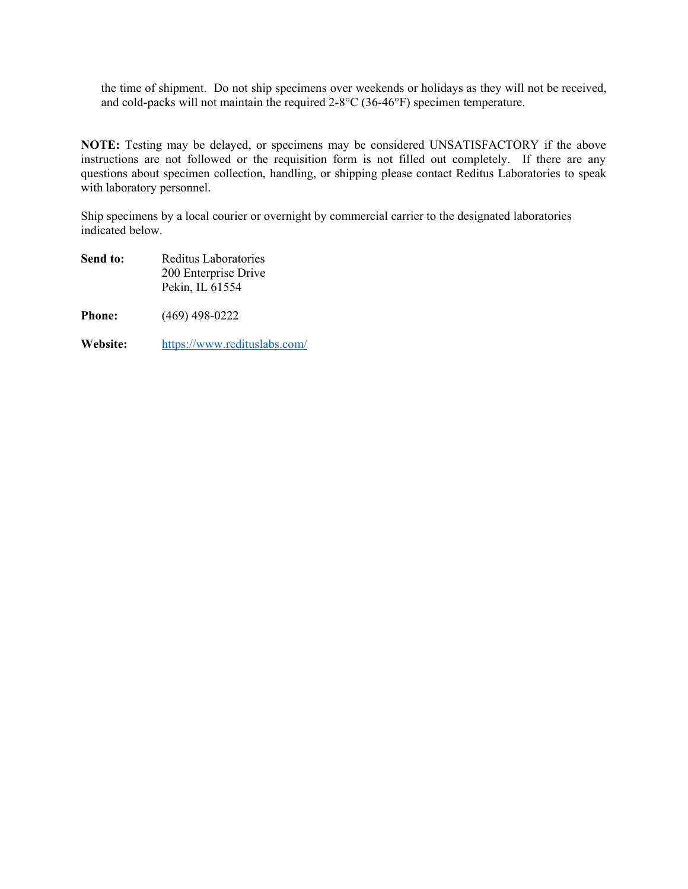the time of shipment. Do not ship specimens over weekends or holidays as they will not be received, and cold-packs will not maintain the required 2-8°C (36-46°F) specimen temperature.

**NOTE:** Testing may be delayed, or specimens may be considered UNSATISFACTORY if the above instructions are not followed or the requisition form is not filled out completely. If there are any questions about specimen collection, handling, or shipping please contact Reditus Laboratories to speak with laboratory personnel.

Ship specimens by a local courier or overnight by commercial carrier to the designated laboratories indicated below.

**Send to:** Reditus Laboratories
200 Enterprise Drive
Pekin, IL 61554

**Phone:** (469) 498-0222

**Website:** https://www.redituslabs.com/